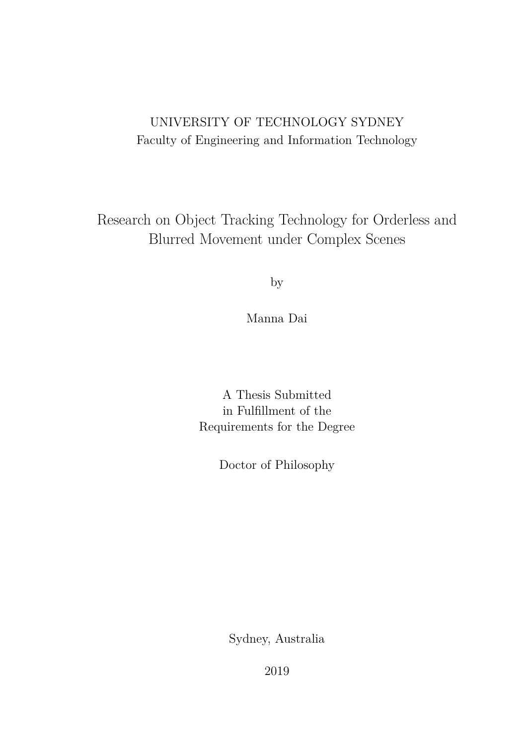UNIVERSITY OF TECHNOLOGY SYDNEY

Faculty of Engineering and Information Technology

# Research on Object Tracking Technology for Orderless and Blurred Movement under Complex Scenes

by

Manna Dai

A Thesis Submitted
in Fulfillment of the
Requirements for the Degree

Doctor of Philosophy

Sydney, Australia

2019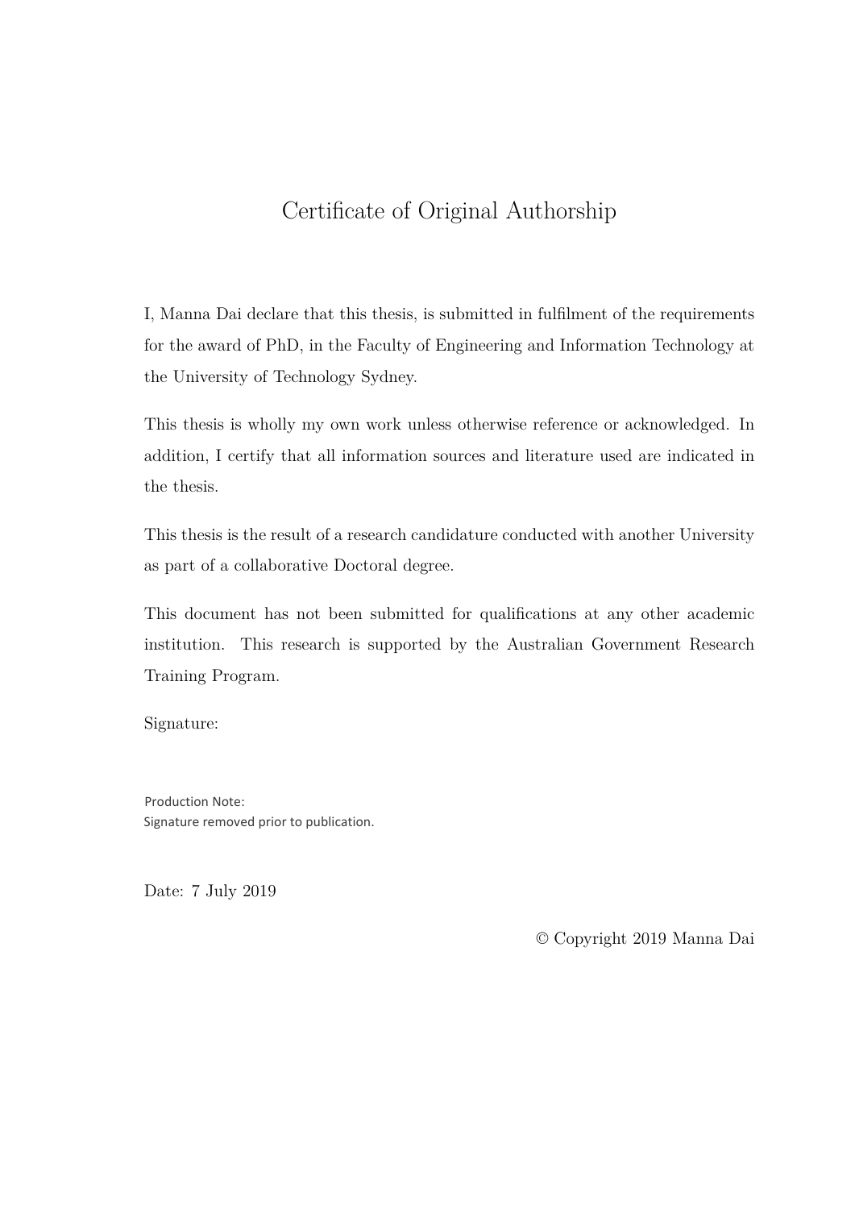# Certificate of Original Authorship

I, Manna Dai declare that this thesis, is submitted in fulfilment of the requirements for the award of PhD, in the Faculty of Engineering and Information Technology at the University of Technology Sydney.

This thesis is wholly my own work unless otherwise reference or acknowledged. In addition, I certify that all information sources and literature used are indicated in the thesis.

This thesis is the result of a research candidature conducted with another University as part of a collaborative Doctoral degree.

This document has not been submitted for qualifications at any other academic institution. This research is supported by the Australian Government Research Training Program.

Signature:

Production Note:
Signature removed prior to publication.

Date: 7 July 2019

© Copyright 2019 Manna Dai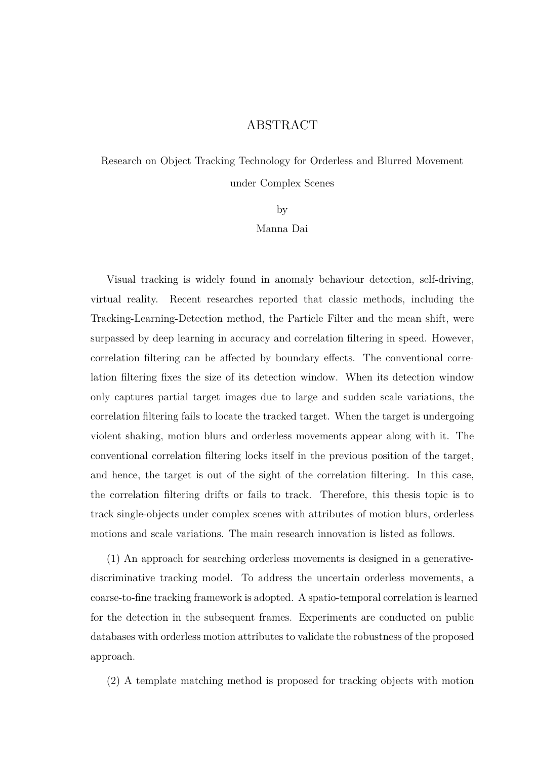# ABSTRACT

Research on Object Tracking Technology for Orderless and Blurred Movement under Complex Scenes

by

Manna Dai

Visual tracking is widely found in anomaly behaviour detection, self-driving, virtual reality. Recent researches reported that classic methods, including the Tracking-Learning-Detection method, the Particle Filter and the mean shift, were surpassed by deep learning in accuracy and correlation filtering in speed. However, correlation filtering can be affected by boundary effects. The conventional correlation filtering fixes the size of its detection window. When its detection window only captures partial target images due to large and sudden scale variations, the correlation filtering fails to locate the tracked target. When the target is undergoing violent shaking, motion blurs and orderless movements appear along with it. The conventional correlation filtering locks itself in the previous position of the target, and hence, the target is out of the sight of the correlation filtering. In this case, the correlation filtering drifts or fails to track. Therefore, this thesis topic is to track single-objects under complex scenes with attributes of motion blurs, orderless motions and scale variations. The main research innovation is listed as follows.

(1) An approach for searching orderless movements is designed in a generative-discriminative tracking model. To address the uncertain orderless movements, a coarse-to-fine tracking framework is adopted. A spatio-temporal correlation is learned for the detection in the subsequent frames. Experiments are conducted on public databases with orderless motion attributes to validate the robustness of the proposed approach.

(2) A template matching method is proposed for tracking objects with motion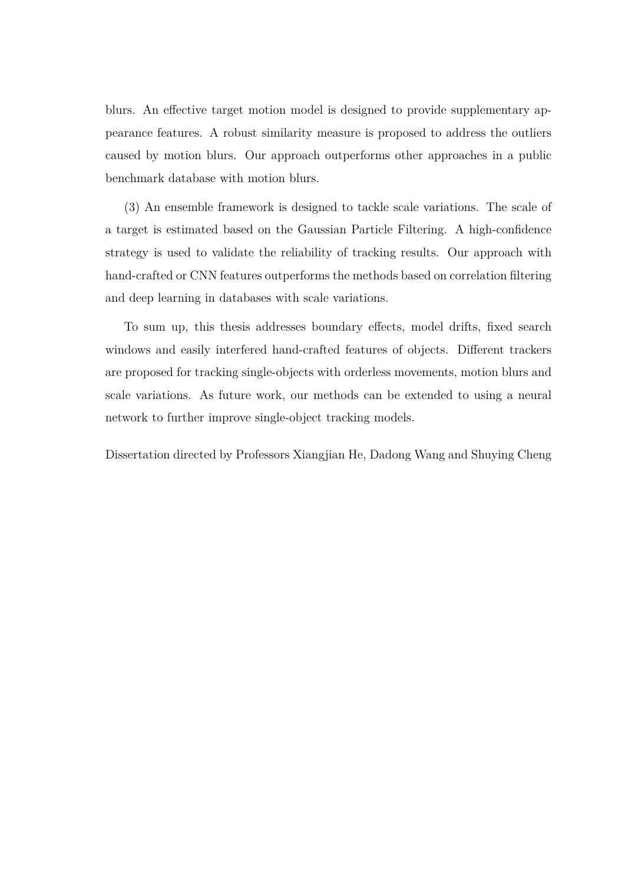blurs. An effective target motion model is designed to provide supplementary appearance features. A robust similarity measure is proposed to address the outliers caused by motion blurs. Our approach outperforms other approaches in a public benchmark database with motion blurs.

(3) An ensemble framework is designed to tackle scale variations. The scale of a target is estimated based on the Gaussian Particle Filtering. A high-confidence strategy is used to validate the reliability of tracking results. Our approach with hand-crafted or CNN features outperforms the methods based on correlation filtering and deep learning in databases with scale variations.

To sum up, this thesis addresses boundary effects, model drifts, fixed search windows and easily interfered hand-crafted features of objects. Different trackers are proposed for tracking single-objects with orderless movements, motion blurs and scale variations. As future work, our methods can be extended to using a neural network to further improve single-object tracking models.

Dissertation directed by Professors Xiangjian He, Dadong Wang and Shuying Cheng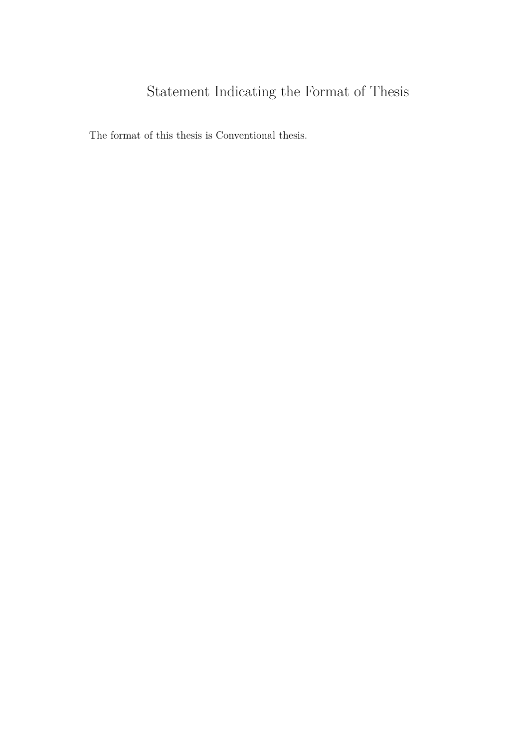# Statement Indicating the Format of Thesis

The format of this thesis is Conventional thesis.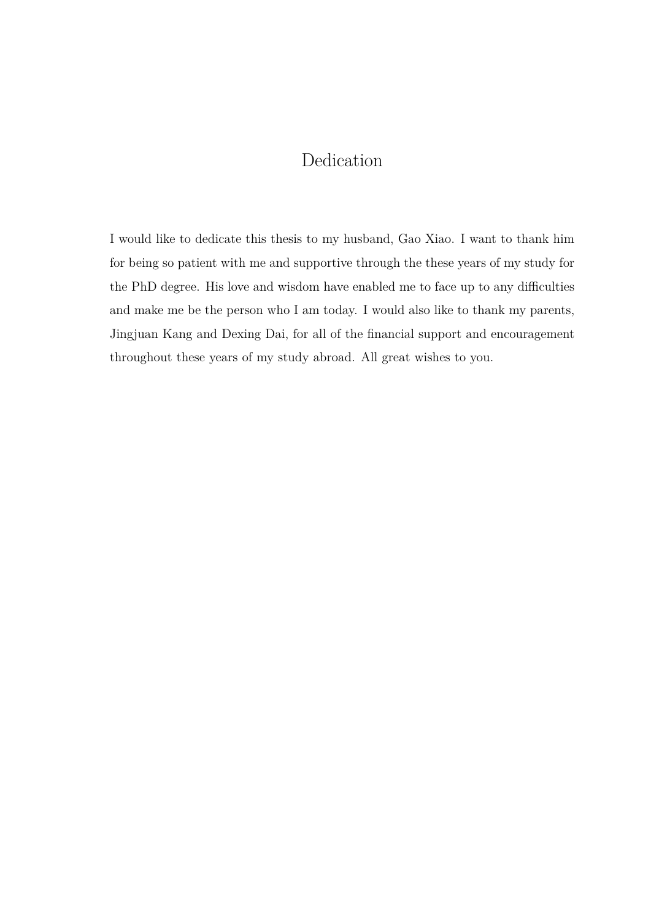# Dedication

I would like to dedicate this thesis to my husband, Gao Xiao. I want to thank him for being so patient with me and supportive through the these years of my study for the PhD degree. His love and wisdom have enabled me to face up to any difficulties and make me be the person who I am today. I would also like to thank my parents, Jingjuan Kang and Dexing Dai, for all of the financial support and encouragement throughout these years of my study abroad. All great wishes to you.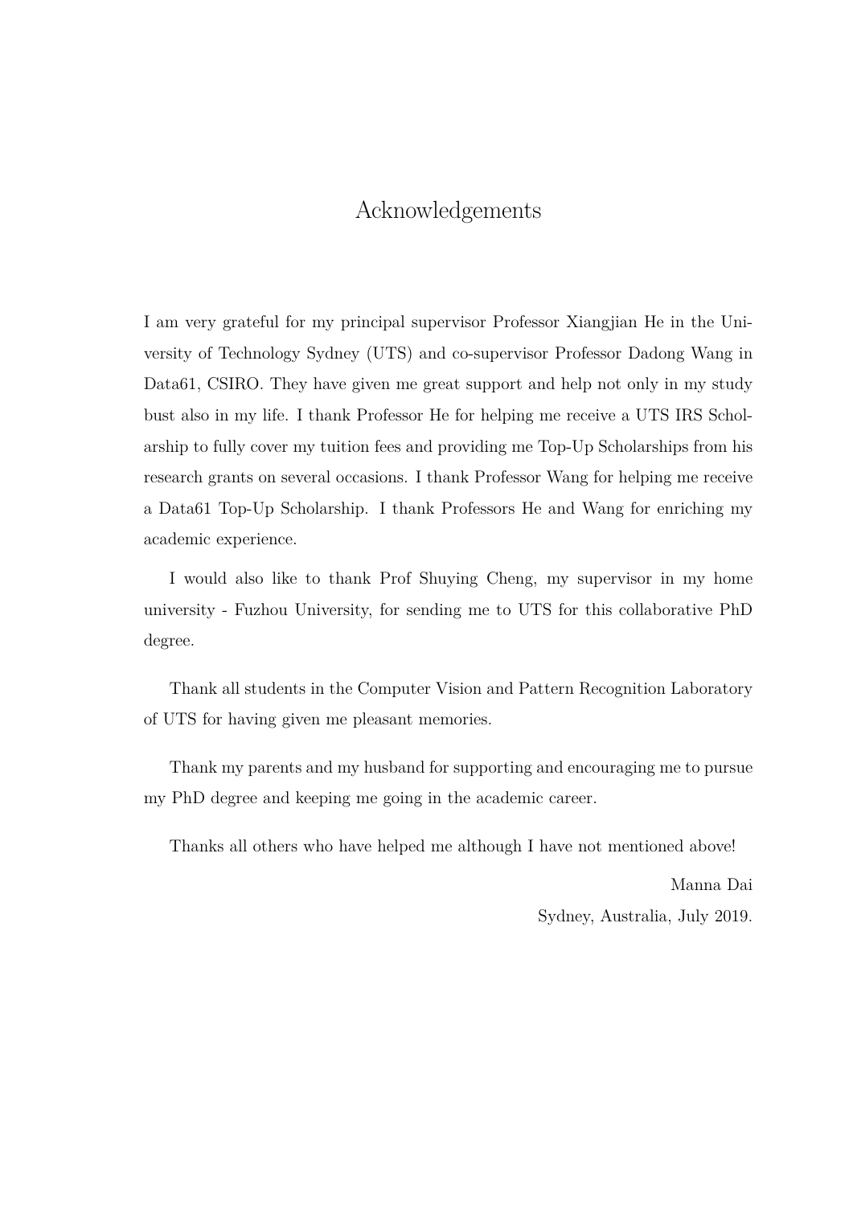# Acknowledgements

I am very grateful for my principal supervisor Professor Xiangjian He in the University of Technology Sydney (UTS) and co-supervisor Professor Dadong Wang in Data61, CSIRO. They have given me great support and help not only in my study bust also in my life. I thank Professor He for helping me receive a UTS IRS Scholarship to fully cover my tuition fees and providing me Top-Up Scholarships from his research grants on several occasions. I thank Professor Wang for helping me receive a Data61 Top-Up Scholarship. I thank Professors He and Wang for enriching my academic experience.

I would also like to thank Prof Shuying Cheng, my supervisor in my home university - Fuzhou University, for sending me to UTS for this collaborative PhD degree.

Thank all students in the Computer Vision and Pattern Recognition Laboratory of UTS for having given me pleasant memories.

Thank my parents and my husband for supporting and encouraging me to pursue my PhD degree and keeping me going in the academic career.

Thanks all others who have helped me although I have not mentioned above!

Manna Dai

Sydney, Australia, July 2019.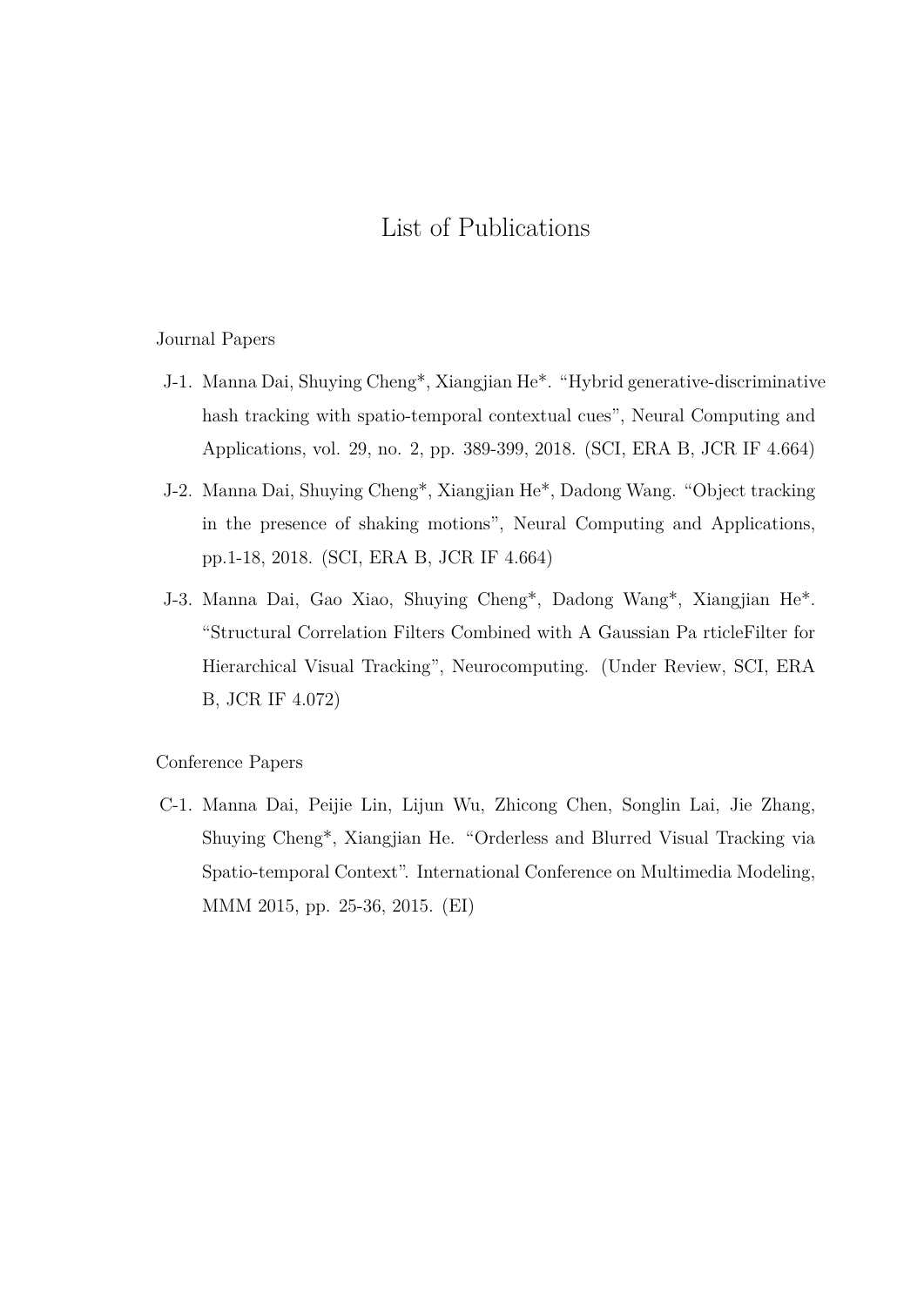# List of Publications

## Journal Papers

J-1. Manna Dai, Shuying Cheng*, Xiangjian He*. "Hybrid generative-discriminative hash tracking with spatio-temporal contextual cues", Neural Computing and Applications, vol. 29, no. 2, pp. 389-399, 2018. (SCI, ERA B, JCR IF 4.664)

J-2. Manna Dai, Shuying Cheng*, Xiangjian He*, Dadong Wang. "Object tracking in the presence of shaking motions", Neural Computing and Applications, pp.1-18, 2018. (SCI, ERA B, JCR IF 4.664)

J-3. Manna Dai, Gao Xiao, Shuying Cheng*, Dadong Wang*, Xiangjian He*. "Structural Correlation Filters Combined with A Gaussian Pa rticleFilter for Hierarchical Visual Tracking", Neurocomputing. (Under Review, SCI, ERA B, JCR IF 4.072)

## Conference Papers

C-1. Manna Dai, Peijie Lin, Lijun Wu, Zhicong Chen, Songlin Lai, Jie Zhang, Shuying Cheng*, Xiangjian He. "Orderless and Blurred Visual Tracking via Spatio-temporal Context". International Conference on Multimedia Modeling, MMM 2015, pp. 25-36, 2015. (EI)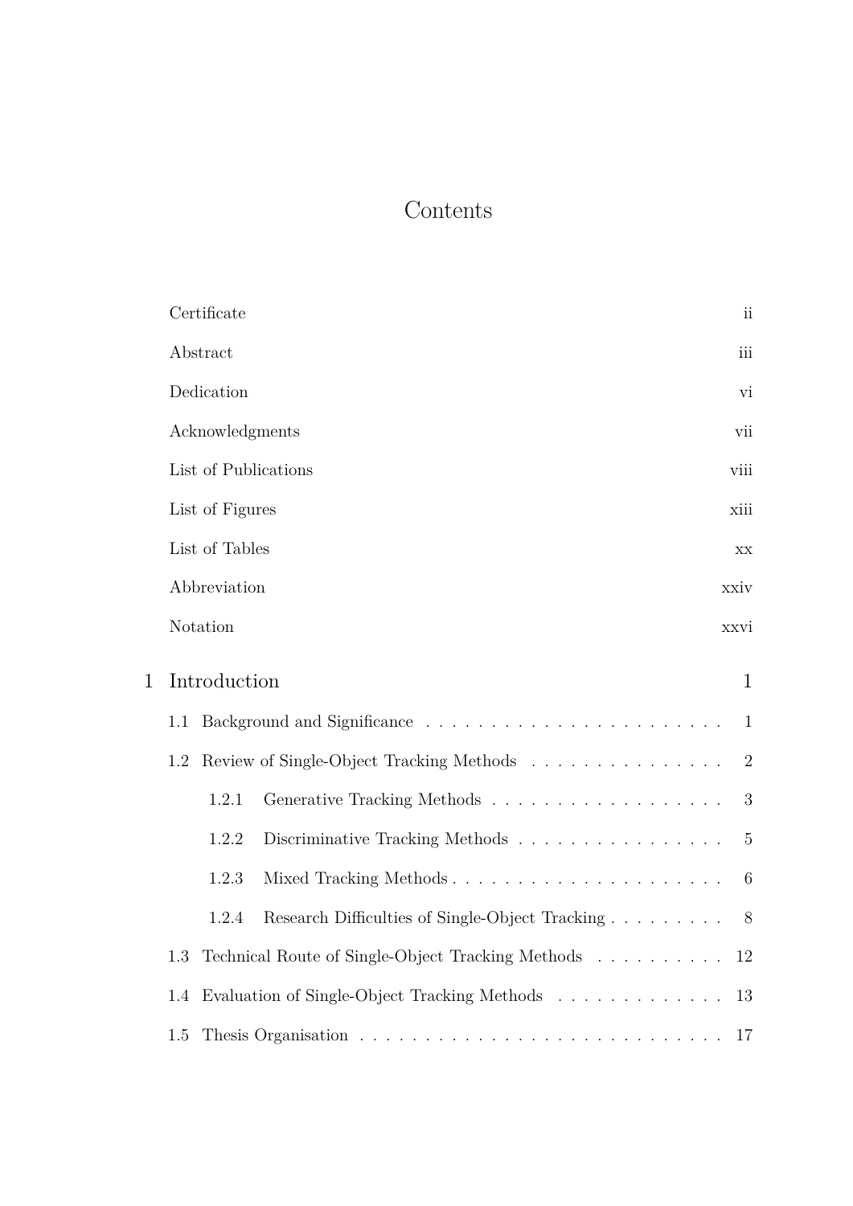# Contents

Certificate ii

Abstract iii

Dedication vi

Acknowledgments vii

List of Publications viii

List of Figures xiii

List of Tables xx

Abbreviation xxiv

Notation xxvi

1 Introduction 1

1.1 Background and Significance . . . . . . . . . . . . . . . . . . . . . . . 1

1.2 Review of Single-Object Tracking Methods . . . . . . . . . . . . . . . . 2

1.2.1 Generative Tracking Methods . . . . . . . . . . . . . . . . . . 3

1.2.2 Discriminative Tracking Methods . . . . . . . . . . . . . . . . 5

1.2.3 Mixed Tracking Methods . . . . . . . . . . . . . . . . . . . . . 6

1.2.4 Research Difficulties of Single-Object Tracking . . . . . . . . . 8

1.3 Technical Route of Single-Object Tracking Methods . . . . . . . . . . 12

1.4 Evaluation of Single-Object Tracking Methods . . . . . . . . . . . . . 13

1.5 Thesis Organisation . . . . . . . . . . . . . . . . . . . . . . . . . . . . 17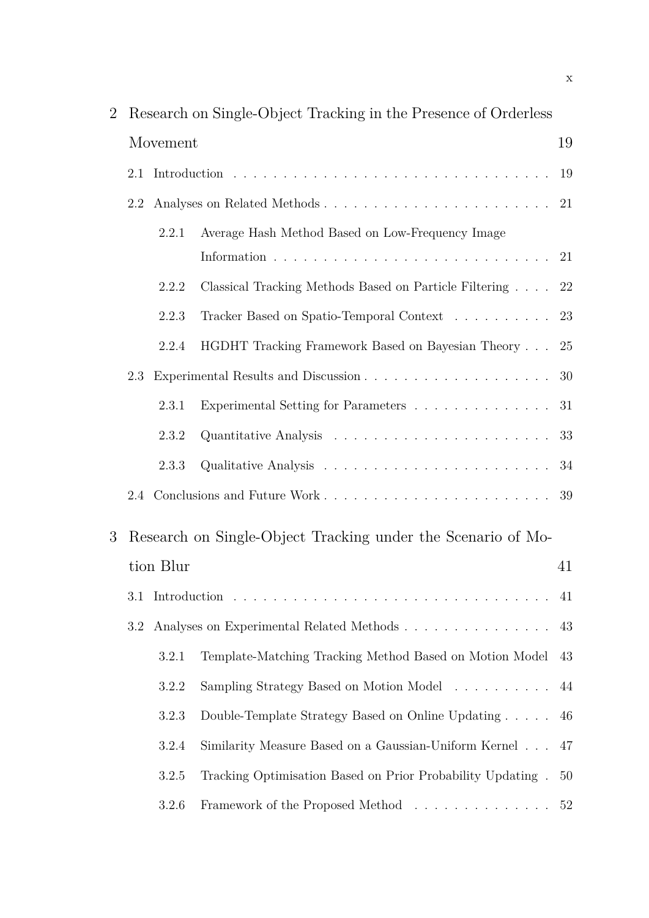2 Research on Single-Object Tracking in the Presence of Orderless Movement 19

- 2.1 Introduction . . . . . . . . . . . . . . . . . . . . . . . . . . . . . . . . 19
- 2.2 Analyses on Related Methods . . . . . . . . . . . . . . . . . . . . . . . 21
  - 2.2.1 Average Hash Method Based on Low-Frequency Image Information . . . . . . . . . . . . . . . . . . . . . . . . . . . 21
  - 2.2.2 Classical Tracking Methods Based on Particle Filtering . . . . 22
  - 2.2.3 Tracker Based on Spatio-Temporal Context . . . . . . . . . . 23
  - 2.2.4 HGDHT Tracking Framework Based on Bayesian Theory . . . 25
- 2.3 Experimental Results and Discussion . . . . . . . . . . . . . . . . . . . 30
  - 2.3.1 Experimental Setting for Parameters . . . . . . . . . . . . . . 31
  - 2.3.2 Quantitative Analysis . . . . . . . . . . . . . . . . . . . . . . 33
  - 2.3.3 Qualitative Analysis . . . . . . . . . . . . . . . . . . . . . . . 34
- 2.4 Conclusions and Future Work . . . . . . . . . . . . . . . . . . . . . . . 39

3 Research on Single-Object Tracking under the Scenario of Motion Blur 41

- 3.1 Introduction . . . . . . . . . . . . . . . . . . . . . . . . . . . . . . . . 41
- 3.2 Analyses on Experimental Related Methods . . . . . . . . . . . . . . . 43
  - 3.2.1 Template-Matching Tracking Method Based on Motion Model 43
  - 3.2.2 Sampling Strategy Based on Motion Model . . . . . . . . . . 44
  - 3.2.3 Double-Template Strategy Based on Online Updating . . . . . 46
  - 3.2.4 Similarity Measure Based on a Gaussian-Uniform Kernel . . . 47
  - 3.2.5 Tracking Optimisation Based on Prior Probability Updating . 50
  - 3.2.6 Framework of the Proposed Method . . . . . . . . . . . . . . 52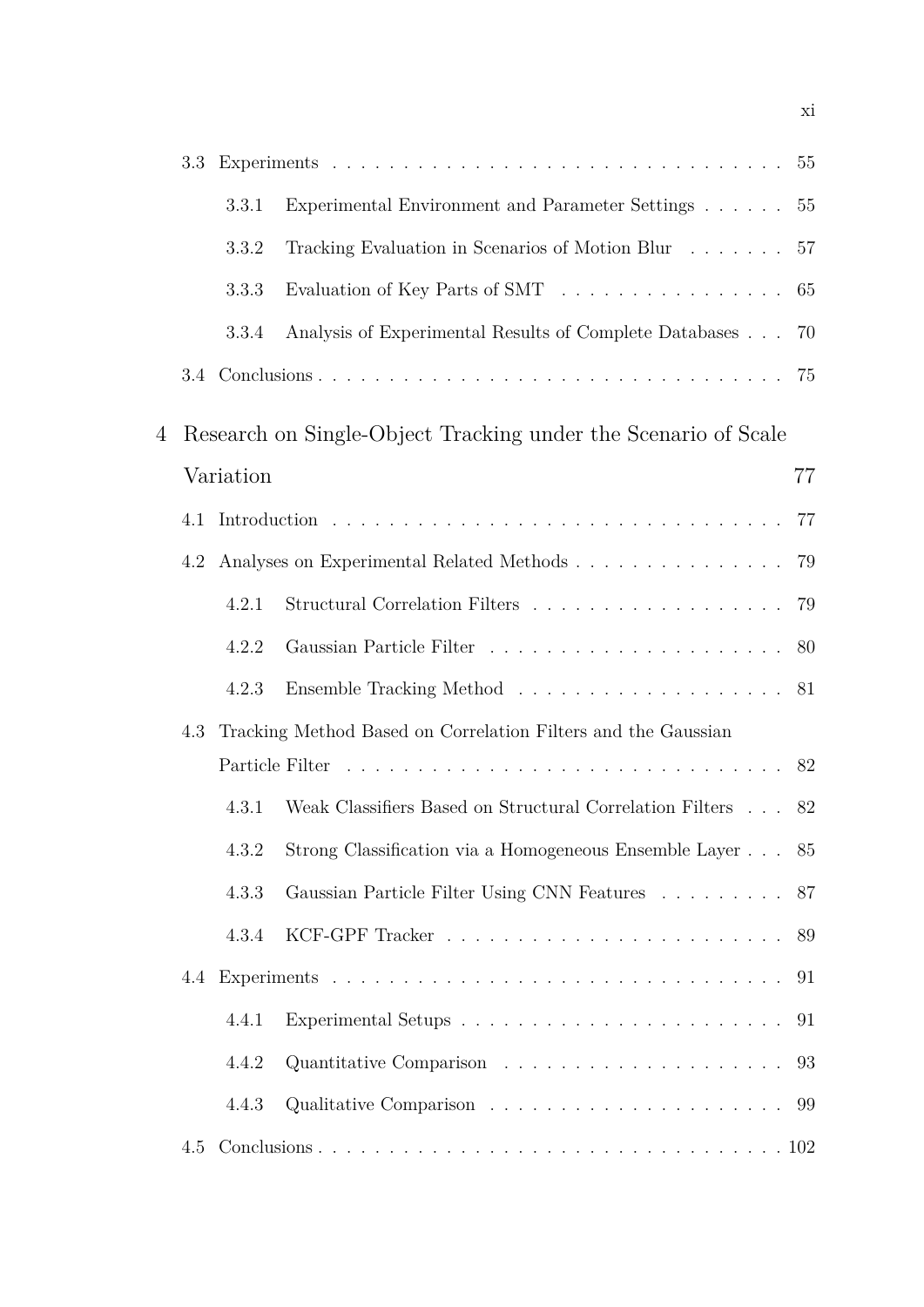- 3.3 Experiments . . . . . . . . . . . . . . . . . . . . . . . . . . . . . . . . 55
  - 3.3.1 Experimental Environment and Parameter Settings . . . . . . 55
  - 3.3.2 Tracking Evaluation in Scenarios of Motion Blur . . . . . . . 57
  - 3.3.3 Evaluation of Key Parts of SMT . . . . . . . . . . . . . . . . 65
  - 3.3.4 Analysis of Experimental Results of Complete Databases . . . 70
- 3.4 Conclusions . . . . . . . . . . . . . . . . . . . . . . . . . . . . . . . . 75

**4 Research on Single-Object Tracking under the Scenario of Scale Variation 77**

- 4.1 Introduction . . . . . . . . . . . . . . . . . . . . . . . . . . . . . . . . 77
- 4.2 Analyses on Experimental Related Methods . . . . . . . . . . . . . . . 79
  - 4.2.1 Structural Correlation Filters . . . . . . . . . . . . . . . . . . 79
  - 4.2.2 Gaussian Particle Filter . . . . . . . . . . . . . . . . . . . . . 80
  - 4.2.3 Ensemble Tracking Method . . . . . . . . . . . . . . . . . . . 81
- 4.3 Tracking Method Based on Correlation Filters and the Gaussian Particle Filter . . . . . . . . . . . . . . . . . . . . . . . . . . . . . . 82
  - 4.3.1 Weak Classifiers Based on Structural Correlation Filters . . . 82
  - 4.3.2 Strong Classification via a Homogeneous Ensemble Layer . . . 85
  - 4.3.3 Gaussian Particle Filter Using CNN Features . . . . . . . . . 87
  - 4.3.4 KCF-GPF Tracker . . . . . . . . . . . . . . . . . . . . . . . . 89
- 4.4 Experiments . . . . . . . . . . . . . . . . . . . . . . . . . . . . . . . . 91
  - 4.4.1 Experimental Setups . . . . . . . . . . . . . . . . . . . . . . . 91
  - 4.4.2 Quantitative Comparison . . . . . . . . . . . . . . . . . . . . 93
  - 4.4.3 Qualitative Comparison . . . . . . . . . . . . . . . . . . . . . 99
- 4.5 Conclusions . . . . . . . . . . . . . . . . . . . . . . . . . . . . . . . . 102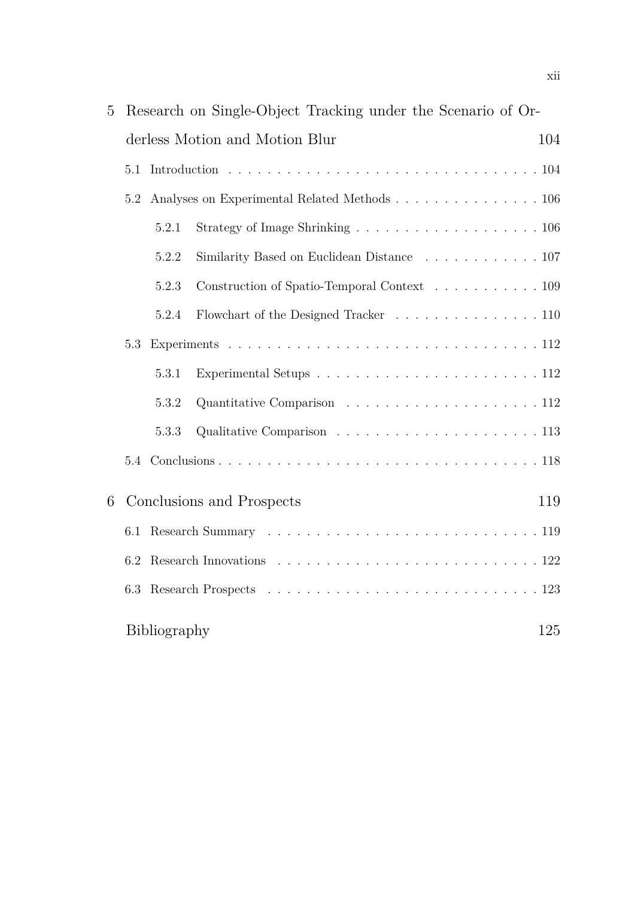5 Research on Single-Object Tracking under the Scenario of Orderless Motion and Motion Blur ..... 104

5.1 Introduction ..... 104

5.2 Analyses on Experimental Related Methods ..... 106

5.2.1 Strategy of Image Shrinking ..... 106

5.2.2 Similarity Based on Euclidean Distance ..... 107

5.2.3 Construction of Spatio-Temporal Context ..... 109

5.2.4 Flowchart of the Designed Tracker ..... 110

5.3 Experiments ..... 112

5.3.1 Experimental Setups ..... 112

5.3.2 Quantitative Comparison ..... 112

5.3.3 Qualitative Comparison ..... 113

5.4 Conclusions ..... 118

6 Conclusions and Prospects ..... 119

6.1 Research Summary ..... 119

6.2 Research Innovations ..... 122

6.3 Research Prospects ..... 123

Bibliography ..... 125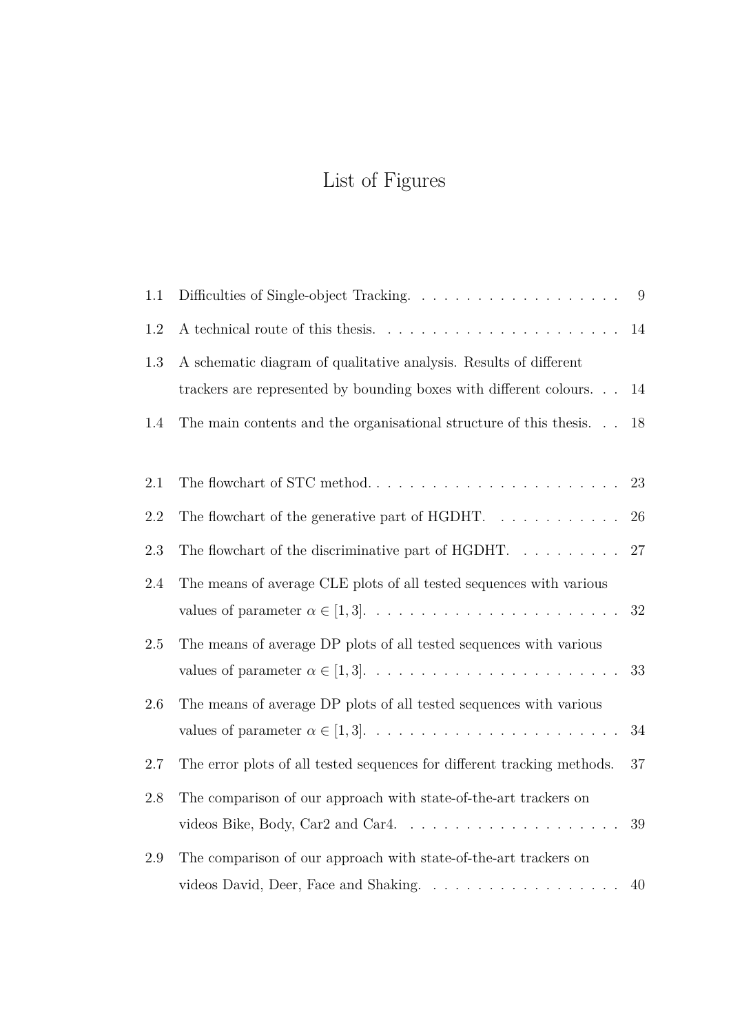# List of Figures

| | | |
|---|---|---|
| 1.1 | Difficulties of Single-object Tracking. | 9 |
| 1.2 | A technical route of this thesis. | 14 |
| 1.3 | A schematic diagram of qualitative analysis. Results of different trackers are represented by bounding boxes with different colours. | 14 |
| 1.4 | The main contents and the organisational structure of this thesis. | 18 |
| 2.1 | The flowchart of STC method. | 23 |
| 2.2 | The flowchart of the generative part of HGDHT. | 26 |
| 2.3 | The flowchart of the discriminative part of HGDHT. | 27 |
| 2.4 | The means of average CLE plots of all tested sequences with various values of parameter $\alpha \in [1, 3]$. | 32 |
| 2.5 | The means of average DP plots of all tested sequences with various values of parameter $\alpha \in [1, 3]$. | 33 |
| 2.6 | The means of average DP plots of all tested sequences with various values of parameter $\alpha \in [1, 3]$. | 34 |
| 2.7 | The error plots of all tested sequences for different tracking methods. | 37 |
| 2.8 | The comparison of our approach with state-of-the-art trackers on videos Bike, Body, Car2 and Car4. | 39 |
| 2.9 | The comparison of our approach with state-of-the-art trackers on videos David, Deer, Face and Shaking. | 40 |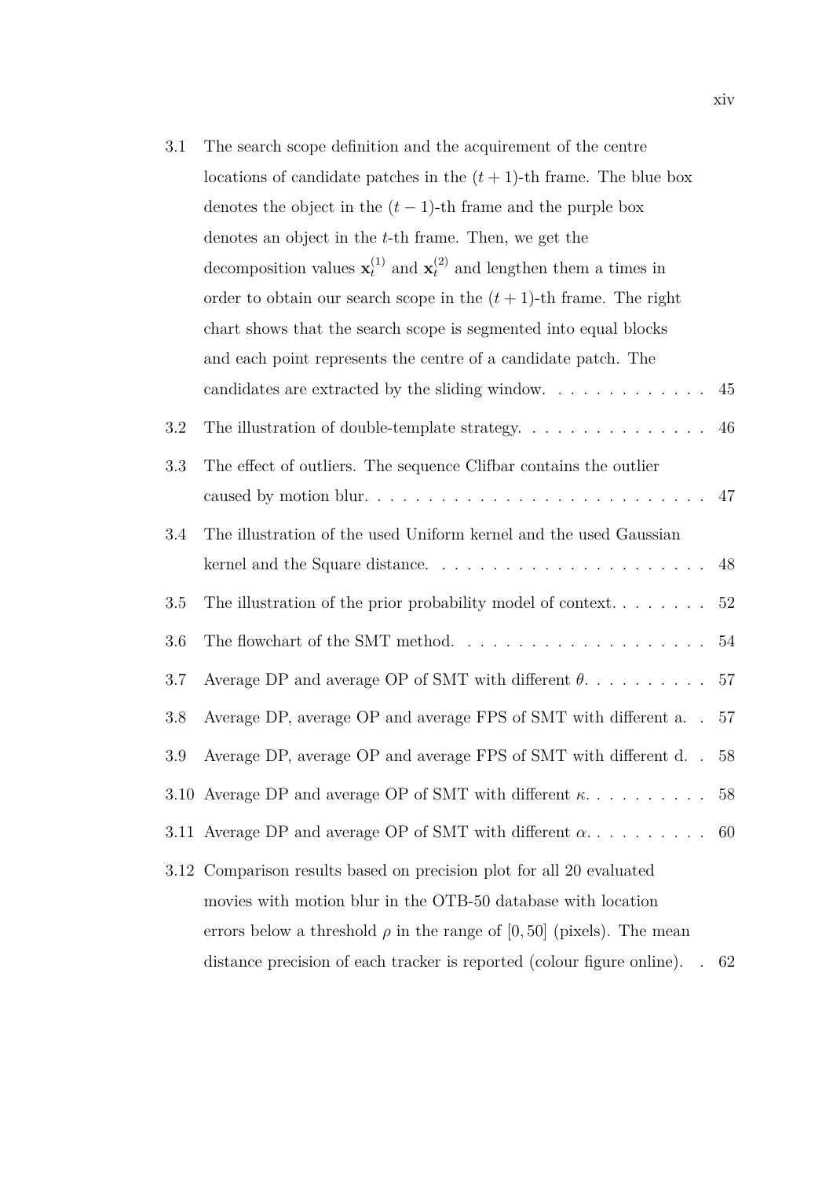3.1 The search scope definition and the acquirement of the centre locations of candidate patches in the $(t+1)$-th frame. The blue box denotes the object in the $(t-1)$-th frame and the purple box denotes an object in the $t$-th frame. Then, we get the decomposition values $\mathbf{x}_t^{(1)}$ and $\mathbf{x}_t^{(2)}$ and lengthen them a times in order to obtain our search scope in the $(t+1)$-th frame. The right chart shows that the search scope is segmented into equal blocks and each point represents the centre of a candidate patch. The candidates are extracted by the sliding window. . . . . . . . . . . . . 45

3.2 The illustration of double-template strategy. . . . . . . . . . . . . . . 46

3.3 The effect of outliers. The sequence Clifbar contains the outlier caused by motion blur. . . . . . . . . . . . . . . . . . . . . . . . . . 47

3.4 The illustration of the used Uniform kernel and the used Gaussian kernel and the Square distance. . . . . . . . . . . . . . . . . . . . . . 48

3.5 The illustration of the prior probability model of context. . . . . . . . 52

3.6 The flowchart of the SMT method. . . . . . . . . . . . . . . . . . . . 54

3.7 Average DP and average OP of SMT with different $\theta$. . . . . . . . . . 57

3.8 Average DP, average OP and average FPS of SMT with different a. . 57

3.9 Average DP, average OP and average FPS of SMT with different d. . 58

3.10 Average DP and average OP of SMT with different $\kappa$. . . . . . . . . . 58

3.11 Average DP and average OP of SMT with different $\alpha$. . . . . . . . . . 60

3.12 Comparison results based on precision plot for all 20 evaluated movies with motion blur in the OTB-50 database with location errors below a threshold $\rho$ in the range of $[0, 50]$ (pixels). The mean distance precision of each tracker is reported (colour figure online). . 62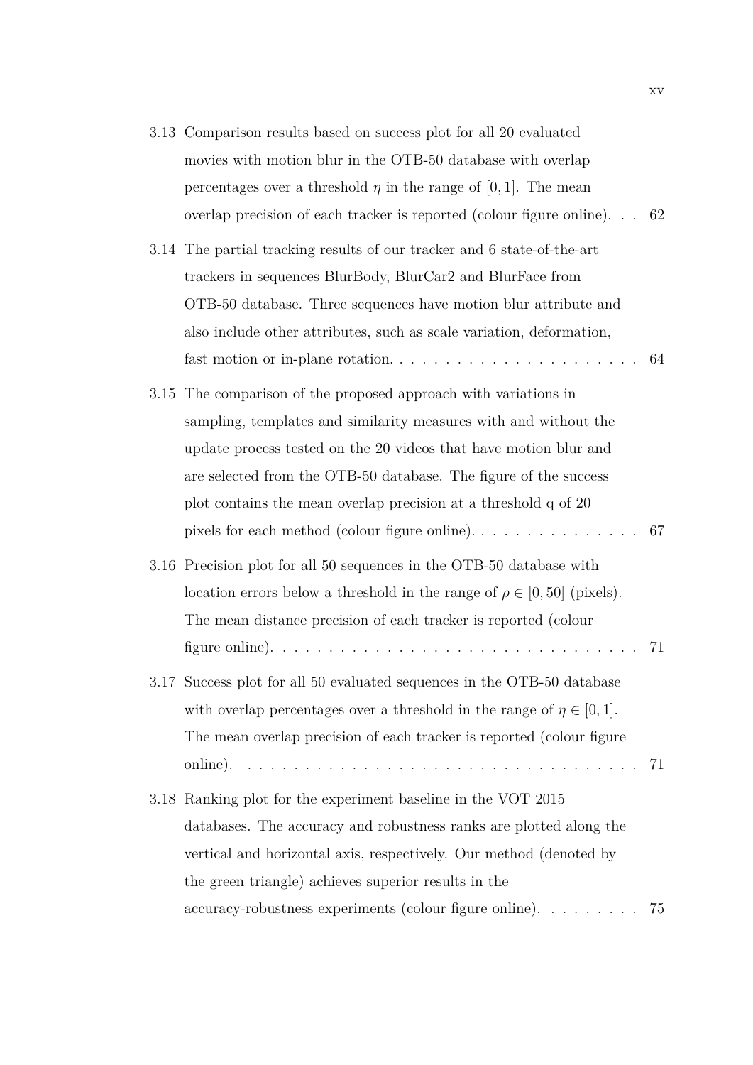3.13 Comparison results based on success plot for all 20 evaluated movies with motion blur in the OTB-50 database with overlap percentages over a threshold $\eta$ in the range of $[0, 1]$. The mean overlap precision of each tracker is reported (colour figure online). . . 62

3.14 The partial tracking results of our tracker and 6 state-of-the-art trackers in sequences BlurBody, BlurCar2 and BlurFace from OTB-50 database. Three sequences have motion blur attribute and also include other attributes, such as scale variation, deformation, fast motion or in-plane rotation. . . . . . . . . . . . . . . . . . . . . . 64

3.15 The comparison of the proposed approach with variations in sampling, templates and similarity measures with and without the update process tested on the 20 videos that have motion blur and are selected from the OTB-50 database. The figure of the success plot contains the mean overlap precision at a threshold q of 20 pixels for each method (colour figure online). . . . . . . . . . . . . . . . 67

3.16 Precision plot for all 50 sequences in the OTB-50 database with location errors below a threshold in the range of $\rho \in [0, 50]$ (pixels). The mean distance precision of each tracker is reported (colour figure online). . . . . . . . . . . . . . . . . . . . . . . . . . . . . . . 71

3.17 Success plot for all 50 evaluated sequences in the OTB-50 database with overlap percentages over a threshold in the range of $\eta \in [0, 1]$. The mean overlap precision of each tracker is reported (colour figure online). . . . . . . . . . . . . . . . . . . . . . . . . . . . . . . . . 71

3.18 Ranking plot for the experiment baseline in the VOT 2015 databases. The accuracy and robustness ranks are plotted along the vertical and horizontal axis, respectively. Our method (denoted by the green triangle) achieves superior results in the accuracy-robustness experiments (colour figure online). . . . . . . . . 75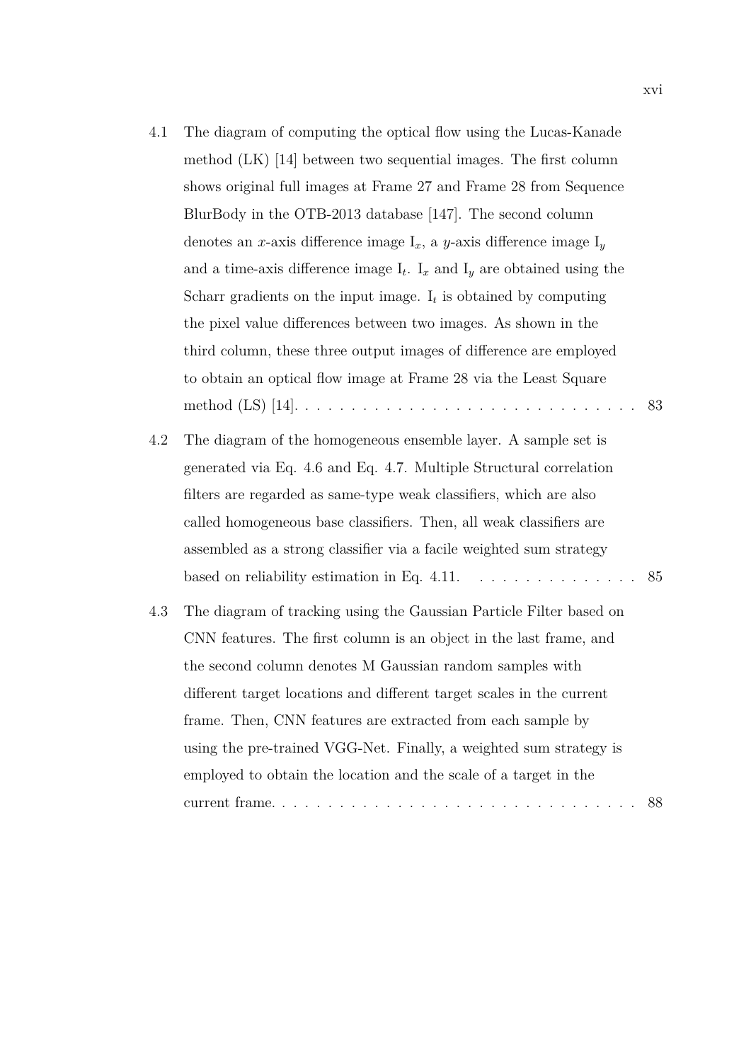4.1 The diagram of computing the optical flow using the Lucas-Kanade method (LK) [14] between two sequential images. The first column shows original full images at Frame 27 and Frame 28 from Sequence BlurBody in the OTB-2013 database [147]. The second column denotes an $x$-axis difference image $I_x$, a $y$-axis difference image $I_y$ and a time-axis difference image $I_t$. $I_x$ and $I_y$ are obtained using the Scharr gradients on the input image. $I_t$ is obtained by computing the pixel value differences between two images. As shown in the third column, these three output images of difference are employed to obtain an optical flow image at Frame 28 via the Least Square method (LS) [14]. . . . . . . . . . . . . . . . . . . . . . . . . . . . . . 83

4.2 The diagram of the homogeneous ensemble layer. A sample set is generated via Eq. 4.6 and Eq. 4.7. Multiple Structural correlation filters are regarded as same-type weak classifiers, which are also called homogeneous base classifiers. Then, all weak classifiers are assembled as a strong classifier via a facile weighted sum strategy based on reliability estimation in Eq. 4.11. . . . . . . . . . . . . . . 85

4.3 The diagram of tracking using the Gaussian Particle Filter based on CNN features. The first column is an object in the last frame, and the second column denotes M Gaussian random samples with different target locations and different target scales in the current frame. Then, CNN features are extracted from each sample by using the pre-trained VGG-Net. Finally, a weighted sum strategy is employed to obtain the location and the scale of a target in the current frame. . . . . . . . . . . . . . . . . . . . . . . . . . . . . . . . 88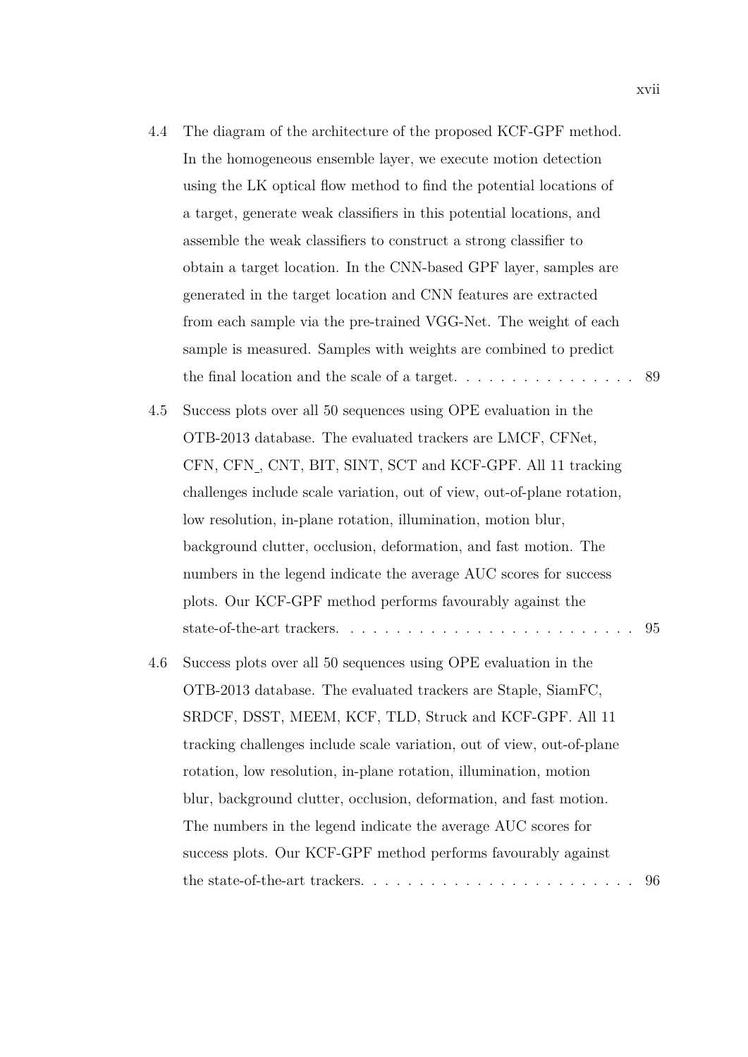4.4 The diagram of the architecture of the proposed KCF-GPF method. In the homogeneous ensemble layer, we execute motion detection using the LK optical flow method to find the potential locations of a target, generate weak classifiers in this potential locations, and assemble the weak classifiers to construct a strong classifier to obtain a target location. In the CNN-based GPF layer, samples are generated in the target location and CNN features are extracted from each sample via the pre-trained VGG-Net. The weight of each sample is measured. Samples with weights are combined to predict the final location and the scale of a target. . . . . . . . . . . . . . . . 89

4.5 Success plots over all 50 sequences using OPE evaluation in the OTB-2013 database. The evaluated trackers are LMCF, CFNet, CFN, CFN_, CNT, BIT, SINT, SCT and KCF-GPF. All 11 tracking challenges include scale variation, out of view, out-of-plane rotation, low resolution, in-plane rotation, illumination, motion blur, background clutter, occlusion, deformation, and fast motion. The numbers in the legend indicate the average AUC scores for success plots. Our KCF-GPF method performs favourably against the state-of-the-art trackers. . . . . . . . . . . . . . . . . . . . . . . . . . 95

4.6 Success plots over all 50 sequences using OPE evaluation in the OTB-2013 database. The evaluated trackers are Staple, SiamFC, SRDCF, DSST, MEEM, KCF, TLD, Struck and KCF-GPF. All 11 tracking challenges include scale variation, out of view, out-of-plane rotation, low resolution, in-plane rotation, illumination, motion blur, background clutter, occlusion, deformation, and fast motion. The numbers in the legend indicate the average AUC scores for success plots. Our KCF-GPF method performs favourably against the state-of-the-art trackers. . . . . . . . . . . . . . . . . . . . . . . 96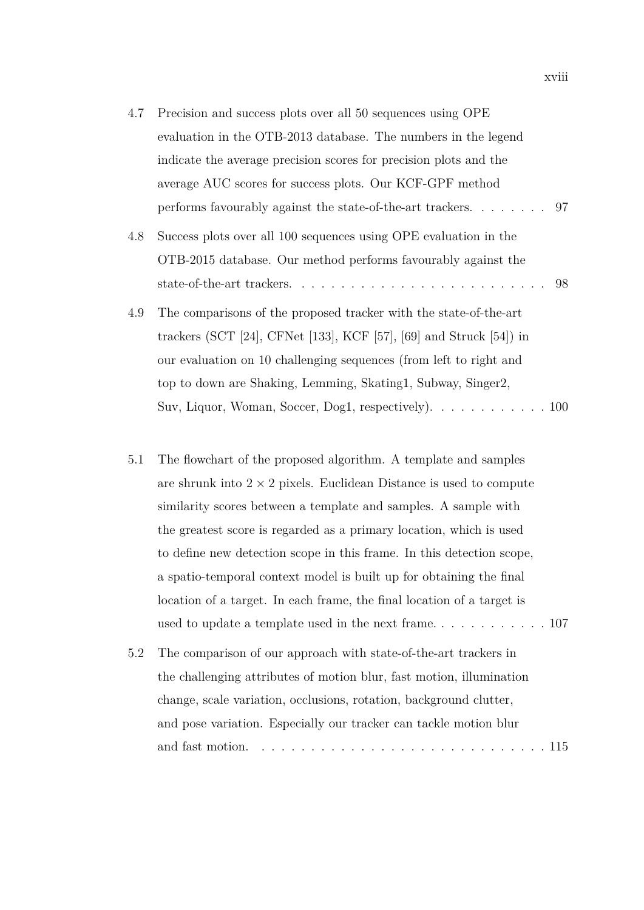4.7 Precision and success plots over all 50 sequences using OPE evaluation in the OTB-2013 database. The numbers in the legend indicate the average precision scores for precision plots and the average AUC scores for success plots. Our KCF-GPF method performs favourably against the state-of-the-art trackers. . . . . . . . 97

4.8 Success plots over all 100 sequences using OPE evaluation in the OTB-2015 database. Our method performs favourably against the state-of-the-art trackers. . . . . . . . . . . . . . . . . . . . . . . . . . 98

4.9 The comparisons of the proposed tracker with the state-of-the-art trackers (SCT [24], CFNet [133], KCF [57], [69] and Struck [54]) in our evaluation on 10 challenging sequences (from left to right and top to down are Shaking, Lemming, Skating1, Subway, Singer2, Suv, Liquor, Woman, Soccer, Dog1, respectively). . . . . . . . . . . . 100

5.1 The flowchart of the proposed algorithm. A template and samples are shrunk into $2 \times 2$ pixels. Euclidean Distance is used to compute similarity scores between a template and samples. A sample with the greatest score is regarded as a primary location, which is used to define new detection scope in this frame. In this detection scope, a spatio-temporal context model is built up for obtaining the final location of a target. In each frame, the final location of a target is used to update a template used in the next frame. . . . . . . . . . . . 107

5.2 The comparison of our approach with state-of-the-art trackers in the challenging attributes of motion blur, fast motion, illumination change, scale variation, occlusions, rotation, background clutter, and pose variation. Especially our tracker can tackle motion blur and fast motion. . . . . . . . . . . . . . . . . . . . . . . . . . . . . 115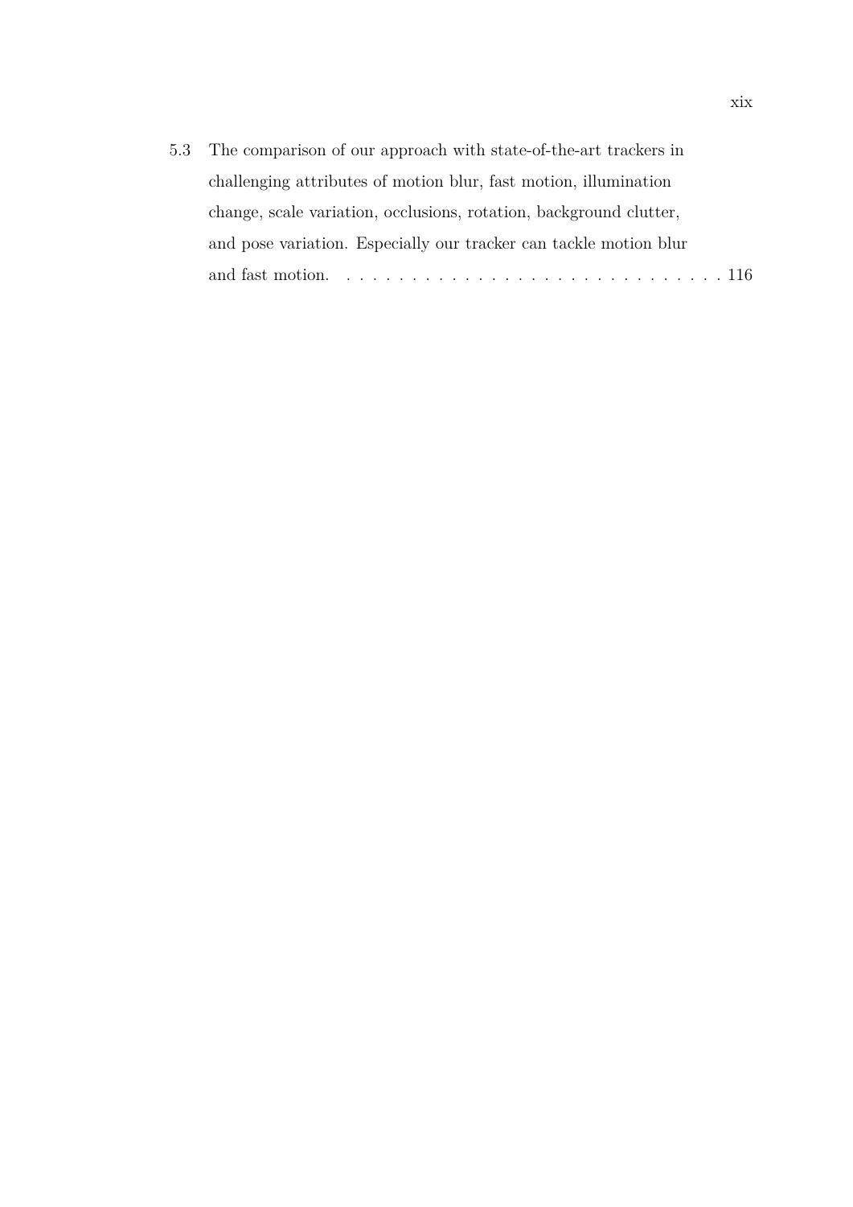5.3 The comparison of our approach with state-of-the-art trackers in challenging attributes of motion blur, fast motion, illumination change, scale variation, occlusions, rotation, background clutter, and pose variation. Especially our tracker can tackle motion blur and fast motion. . . . . . . . . . . . . . . . . . . . . . . . . . . . . . 116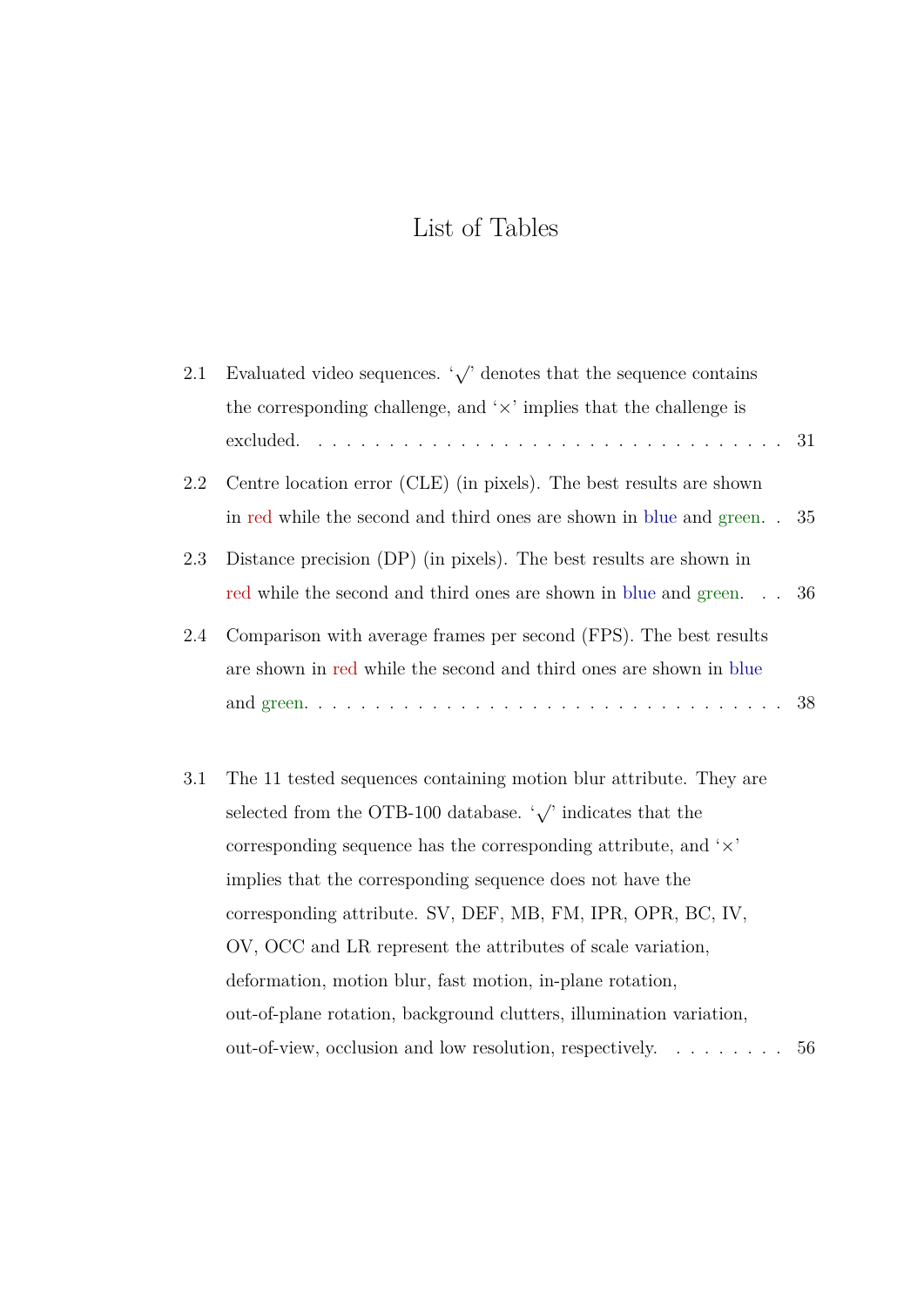# List of Tables

2.1 Evaluated video sequences. '$\surd$' denotes that the sequence contains the corresponding challenge, and '$\times$' implies that the challenge is excluded. . . . . . . . . . . . . . . . . . . . . . . . . . . . . . . . . 31

2.2 Centre location error (CLE) (in pixels). The best results are shown in red while the second and third ones are shown in blue and green. . . 35

2.3 Distance precision (DP) (in pixels). The best results are shown in red while the second and third ones are shown in blue and green. . . 36

2.4 Comparison with average frames per second (FPS). The best results are shown in red while the second and third ones are shown in blue and green. . . . . . . . . . . . . . . . . . . . . . . . . . . . . . . . . . . 38

3.1 The 11 tested sequences containing motion blur attribute. They are selected from the OTB-100 database. '$\surd$' indicates that the corresponding sequence has the corresponding attribute, and '$\times$' implies that the corresponding sequence does not have the corresponding attribute. SV, DEF, MB, FM, IPR, OPR, BC, IV, OV, OCC and LR represent the attributes of scale variation, deformation, motion blur, fast motion, in-plane rotation, out-of-plane rotation, background clutters, illumination variation, out-of-view, occlusion and low resolution, respectively. . . . . . . . . 56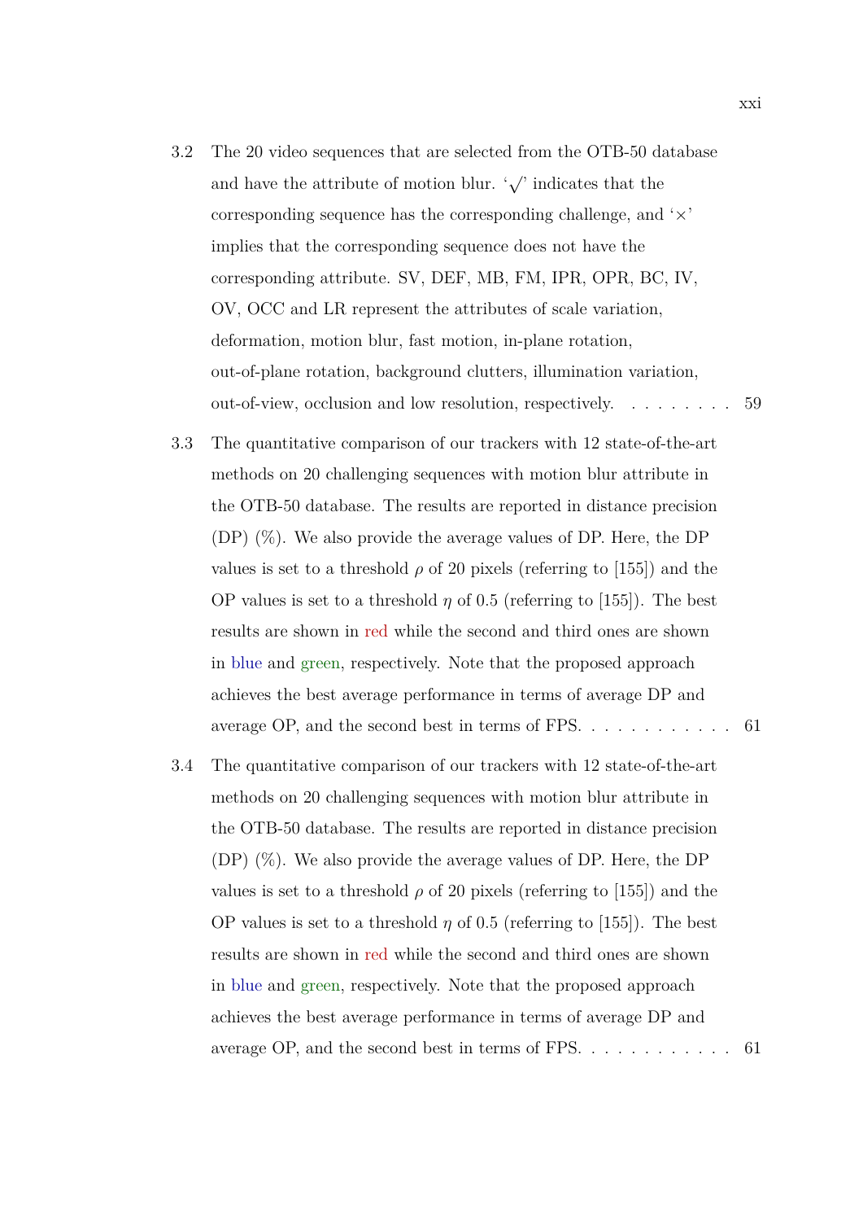3.2 The 20 video sequences that are selected from the OTB-50 database and have the attribute of motion blur. '$\surd$' indicates that the corresponding sequence has the corresponding challenge, and '$\times$' implies that the corresponding sequence does not have the corresponding attribute. SV, DEF, MB, FM, IPR, OPR, BC, IV, OV, OCC and LR represent the attributes of scale variation, deformation, motion blur, fast motion, in-plane rotation, out-of-plane rotation, background clutters, illumination variation, out-of-view, occlusion and low resolution, respectively. . . . . . . . . 59

3.3 The quantitative comparison of our trackers with 12 state-of-the-art methods on 20 challenging sequences with motion blur attribute in the OTB-50 database. The results are reported in distance precision (DP) (%). We also provide the average values of DP. Here, the DP values is set to a threshold $\rho$ of 20 pixels (referring to [155]) and the OP values is set to a threshold $\eta$ of 0.5 (referring to [155]). The best results are shown in red while the second and third ones are shown in blue and green, respectively. Note that the proposed approach achieves the best average performance in terms of average DP and average OP, and the second best in terms of FPS. . . . . . . . . . . . 61

3.4 The quantitative comparison of our trackers with 12 state-of-the-art methods on 20 challenging sequences with motion blur attribute in the OTB-50 database. The results are reported in distance precision (DP) (%). We also provide the average values of DP. Here, the DP values is set to a threshold $\rho$ of 20 pixels (referring to [155]) and the OP values is set to a threshold $\eta$ of 0.5 (referring to [155]). The best results are shown in red while the second and third ones are shown in blue and green, respectively. Note that the proposed approach achieves the best average performance in terms of average DP and average OP, and the second best in terms of FPS. . . . . . . . . . . . 61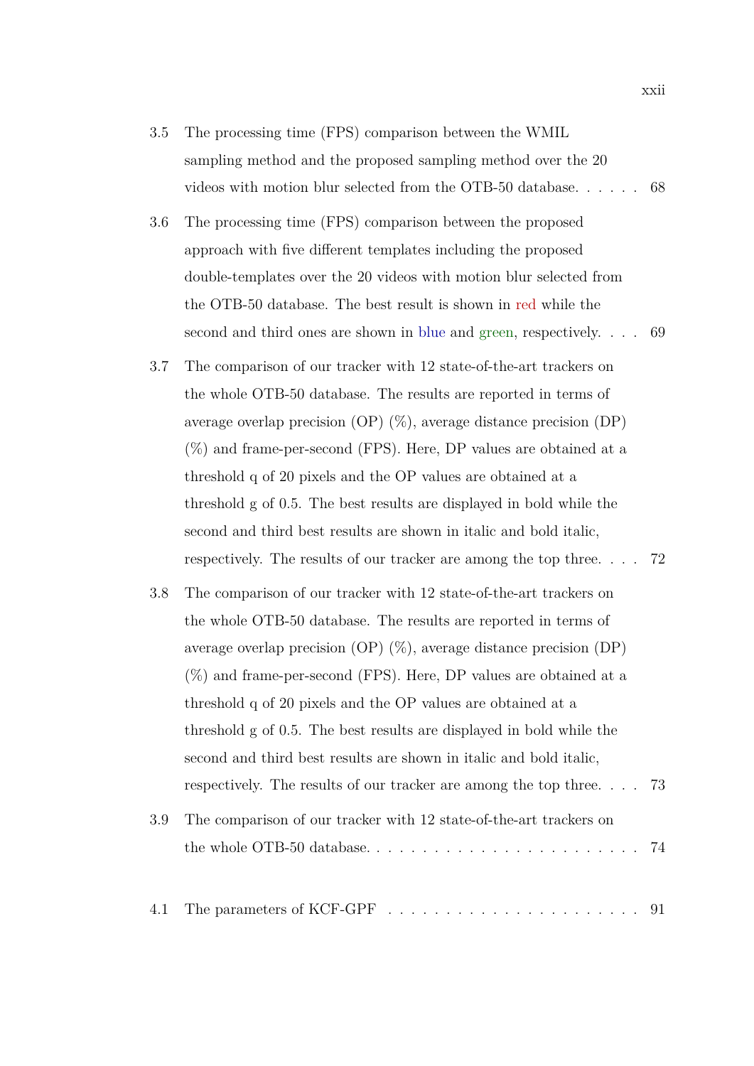3.5 The processing time (FPS) comparison between the WMIL sampling method and the proposed sampling method over the 20 videos with motion blur selected from the OTB-50 database. . . . . . 68

3.6 The processing time (FPS) comparison between the proposed approach with five different templates including the proposed double-templates over the 20 videos with motion blur selected from the OTB-50 database. The best result is shown in red while the second and third ones are shown in blue and green, respectively. . . . 69

3.7 The comparison of our tracker with 12 state-of-the-art trackers on the whole OTB-50 database. The results are reported in terms of average overlap precision (OP) (%), average distance precision (DP) (%) and frame-per-second (FPS). Here, DP values are obtained at a threshold q of 20 pixels and the OP values are obtained at a threshold g of 0.5. The best results are displayed in bold while the second and third best results are shown in italic and bold italic, respectively. The results of our tracker are among the top three. . . . 72

3.8 The comparison of our tracker with 12 state-of-the-art trackers on the whole OTB-50 database. The results are reported in terms of average overlap precision (OP) (%), average distance precision (DP) (%) and frame-per-second (FPS). Here, DP values are obtained at a threshold q of 20 pixels and the OP values are obtained at a threshold g of 0.5. The best results are displayed in bold while the second and third best results are shown in italic and bold italic, respectively. The results of our tracker are among the top three. . . . 73

3.9 The comparison of our tracker with 12 state-of-the-art trackers on the whole OTB-50 database. . . . . . . . . . . . . . . . . . . . . . . 74

4.1 The parameters of KCF-GPF . . . . . . . . . . . . . . . . . . . . . 91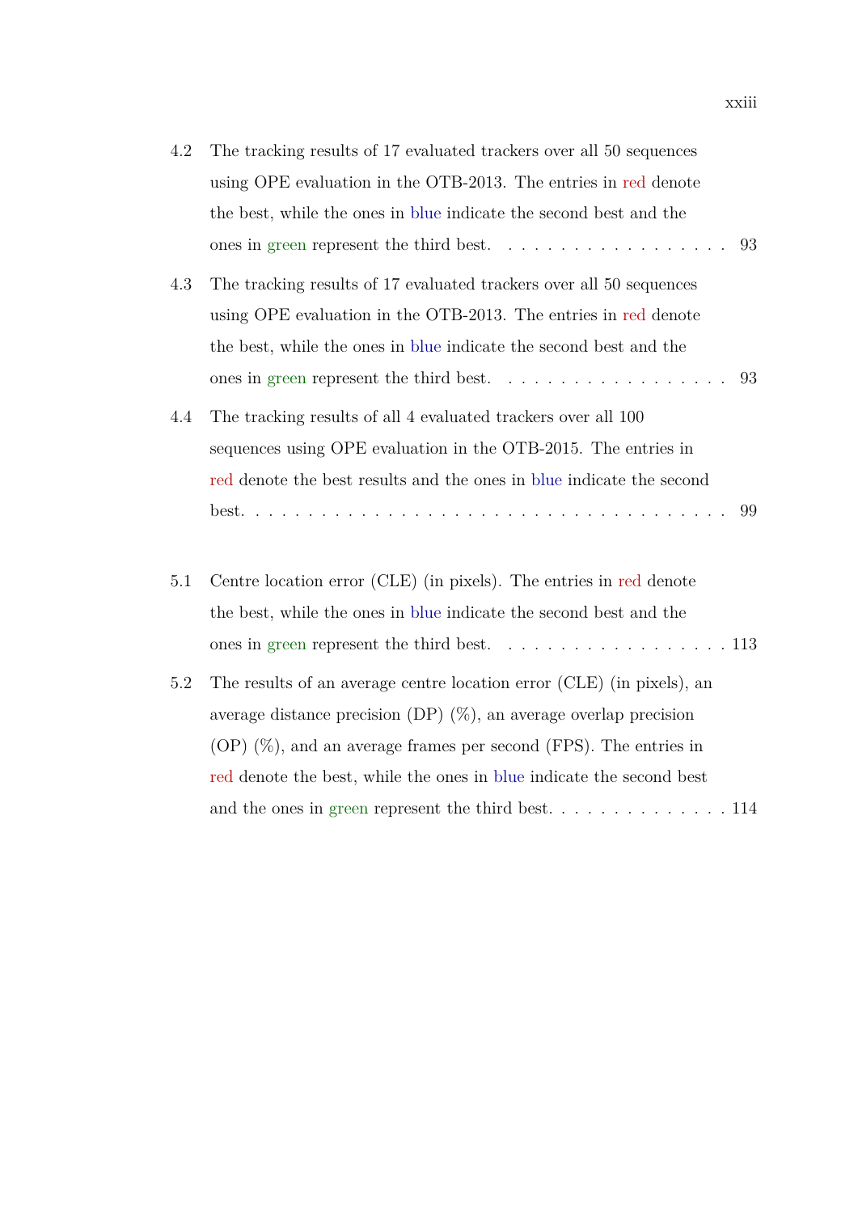4.2 The tracking results of 17 evaluated trackers over all 50 sequences using OPE evaluation in the OTB-2013. The entries in red denote the best, while the ones in blue indicate the second best and the ones in green represent the third best. . . . . . . . . . . . . . . . . . . 93

4.3 The tracking results of 17 evaluated trackers over all 50 sequences using OPE evaluation in the OTB-2013. The entries in red denote the best, while the ones in blue indicate the second best and the ones in green represent the third best. . . . . . . . . . . . . . . . . . . 93

4.4 The tracking results of all 4 evaluated trackers over all 100 sequences using OPE evaluation in the OTB-2015. The entries in red denote the best results and the ones in blue indicate the second best. . . . . . . . . . . . . . . . . . . . . . . . . . . . . . . . . . . . 99

5.1 Centre location error (CLE) (in pixels). The entries in red denote the best, while the ones in blue indicate the second best and the ones in green represent the third best. . . . . . . . . . . . . . . . . . . 113

5.2 The results of an average centre location error (CLE) (in pixels), an average distance precision (DP) (%), an average overlap precision (OP) (%), and an average frames per second (FPS). The entries in red denote the best, while the ones in blue indicate the second best and the ones in green represent the third best. . . . . . . . . . . . . . . 114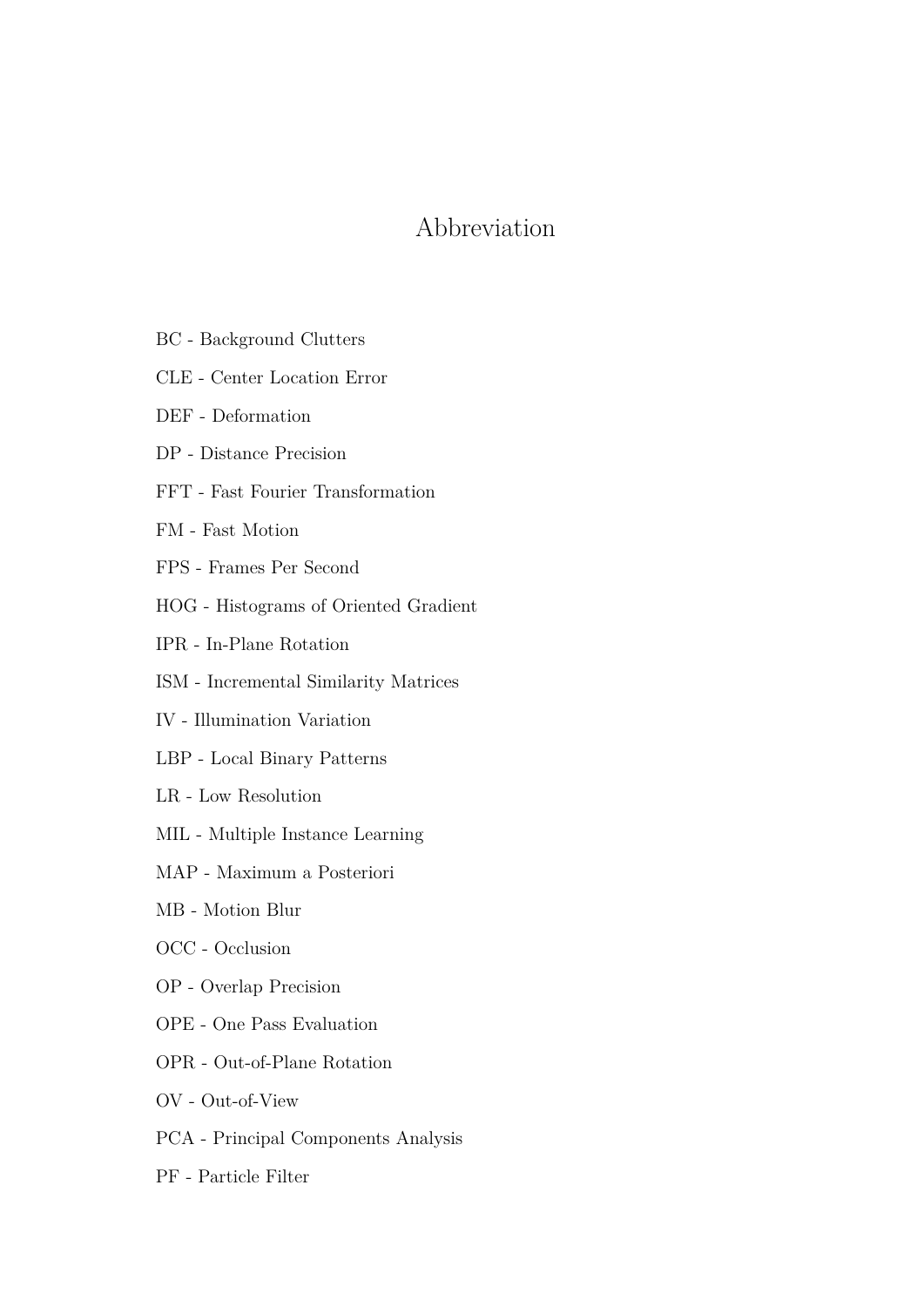# Abbreviation

BC - Background Clutters

CLE - Center Location Error

DEF - Deformation

DP - Distance Precision

FFT - Fast Fourier Transformation

FM - Fast Motion

FPS - Frames Per Second

HOG - Histograms of Oriented Gradient

IPR - In-Plane Rotation

ISM - Incremental Similarity Matrices

IV - Illumination Variation

LBP - Local Binary Patterns

LR - Low Resolution

MIL - Multiple Instance Learning

MAP - Maximum a Posteriori

MB - Motion Blur

OCC - Occlusion

OP - Overlap Precision

OPE - One Pass Evaluation

OPR - Out-of-Plane Rotation

OV - Out-of-View

PCA - Principal Components Analysis

PF - Particle Filter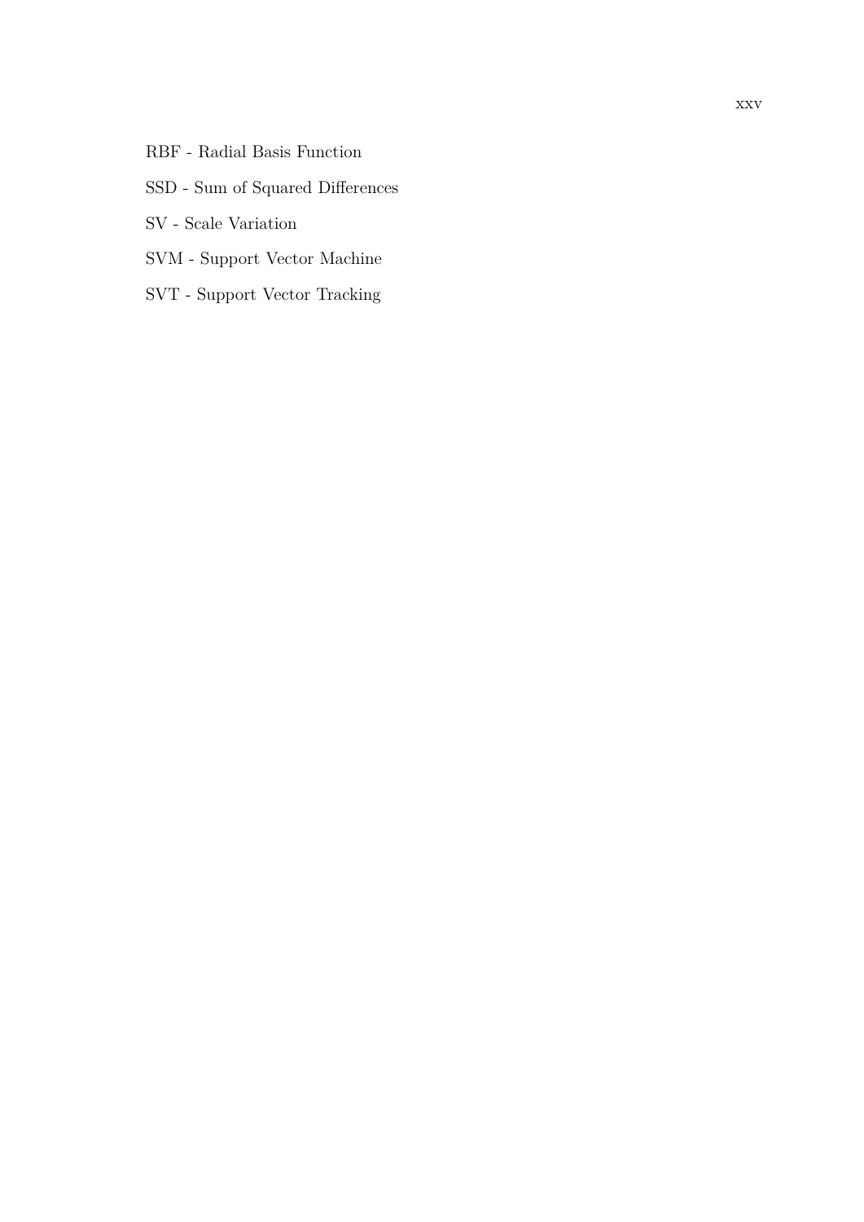RBF - Radial Basis Function

SSD - Sum of Squared Differences

SV - Scale Variation

SVM - Support Vector Machine

SVT - Support Vector Tracking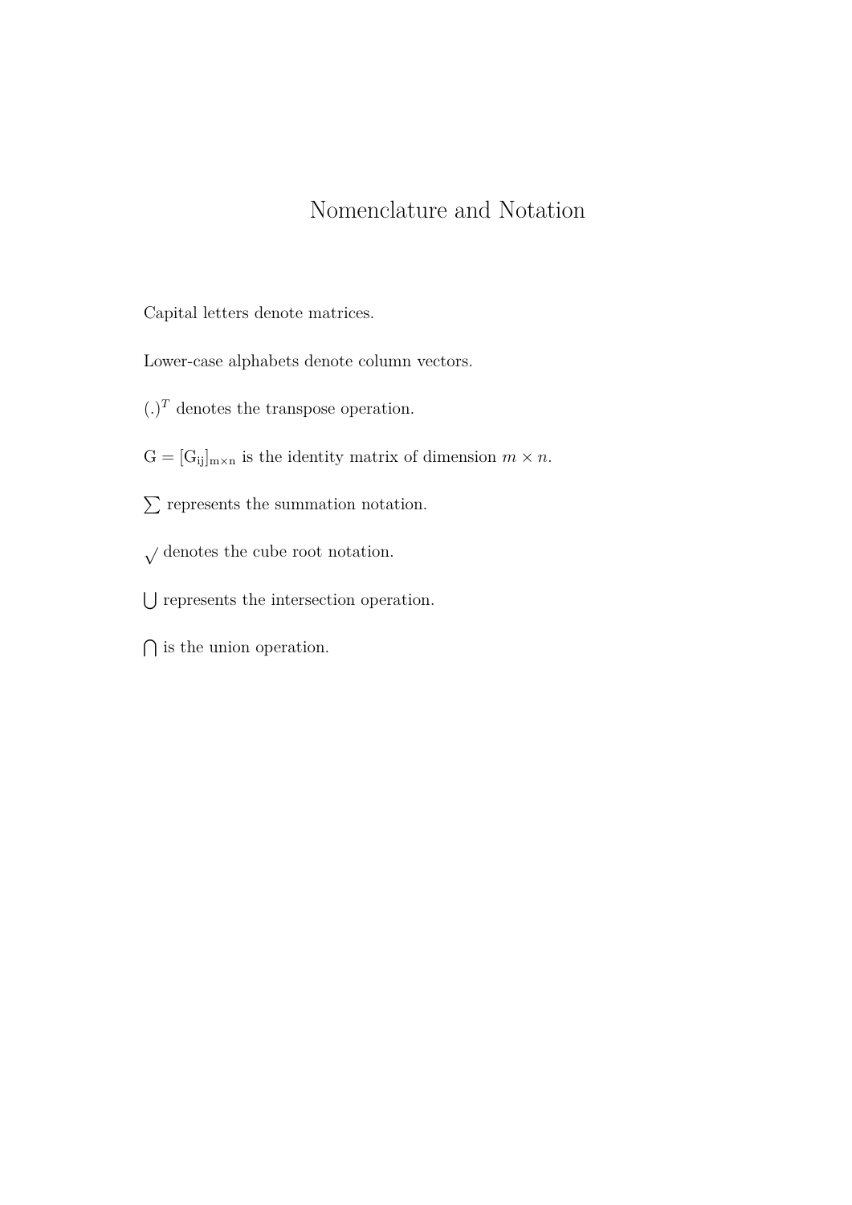# Nomenclature and Notation

Capital letters denote matrices.

Lower-case alphabets denote column vectors.

$(.)^T$ denotes the transpose operation.

$\mathrm{G} = [\mathrm{G_{ij}}]_{\mathrm{m \times n}}$ is the identity matrix of dimension $m \times n$.

$\sum$ represents the summation notation.

$\surd$ denotes the cube root notation.

$\bigcup$ represents the intersection operation.

$\bigcap$ is the union operation.